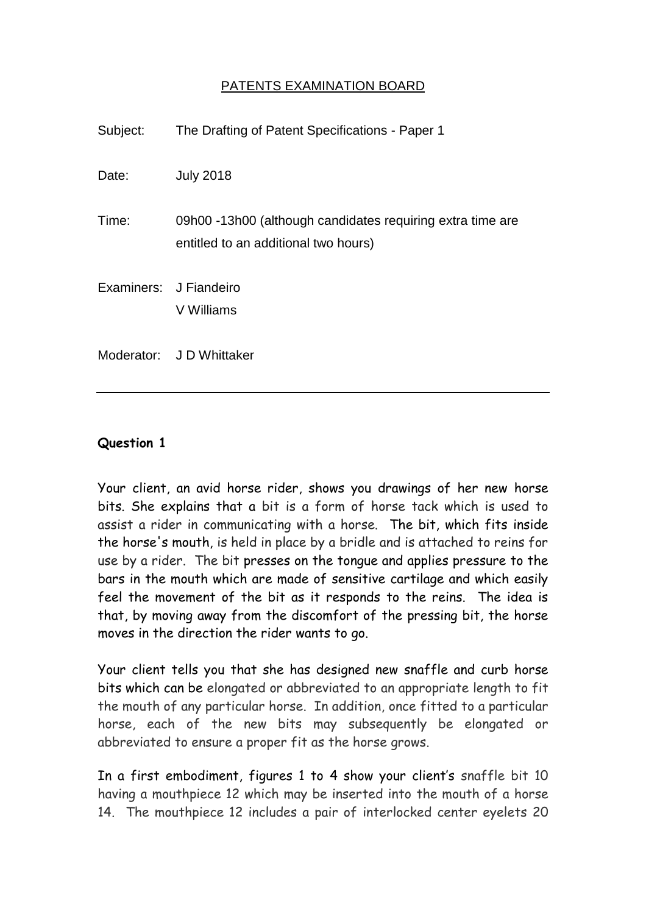PATENTS EXAMINATION BOARD

Subject: The Drafting of Patent Specifications - Paper 1

Date: July 2018

Time: 09h00 -13h00 (although candidates requiring extra time are entitled to an additional two hours)

Examiners: J Fiandeiro
V Williams

Moderator: J D Whittaker

---

**Question 1**

Your client, an avid horse rider, shows you drawings of her new horse bits. She explains that a bit is a form of horse tack which is used to assist a rider in communicating with a horse. The bit, which fits inside the horse's mouth, is held in place by a bridle and is attached to reins for use by a rider. The bit presses on the tongue and applies pressure to the bars in the mouth which are made of sensitive cartilage and which easily feel the movement of the bit as it responds to the reins. The idea is that, by moving away from the discomfort of the pressing bit, the horse moves in the direction the rider wants to go.

Your client tells you that she has designed new snaffle and curb horse bits which can be elongated or abbreviated to an appropriate length to fit the mouth of any particular horse. In addition, once fitted to a particular horse, each of the new bits may subsequently be elongated or abbreviated to ensure a proper fit as the horse grows.

In a first embodiment, figures 1 to 4 show your client's snaffle bit 10 having a mouthpiece 12 which may be inserted into the mouth of a horse 14. The mouthpiece 12 includes a pair of interlocked center eyelets 20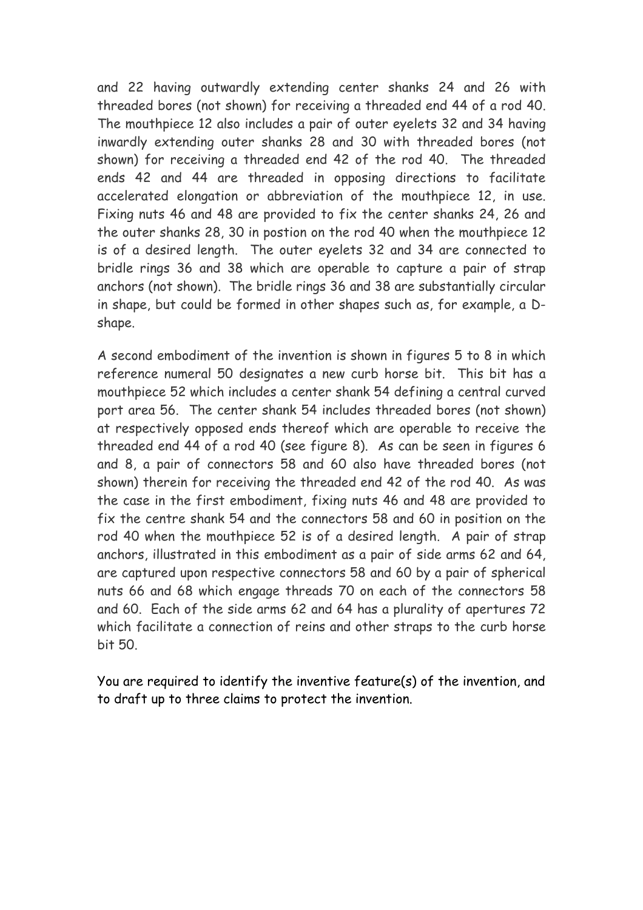and 22 having outwardly extending center shanks 24 and 26 with threaded bores (not shown) for receiving a threaded end 44 of a rod 40. The mouthpiece 12 also includes a pair of outer eyelets 32 and 34 having inwardly extending outer shanks 28 and 30 with threaded bores (not shown) for receiving a threaded end 42 of the rod 40. The threaded ends 42 and 44 are threaded in opposing directions to facilitate accelerated elongation or abbreviation of the mouthpiece 12, in use. Fixing nuts 46 and 48 are provided to fix the center shanks 24, 26 and the outer shanks 28, 30 in postion on the rod 40 when the mouthpiece 12 is of a desired length. The outer eyelets 32 and 34 are connected to bridle rings 36 and 38 which are operable to capture a pair of strap anchors (not shown). The bridle rings 36 and 38 are substantially circular in shape, but could be formed in other shapes such as, for example, a D-shape.

A second embodiment of the invention is shown in figures 5 to 8 in which reference numeral 50 designates a new curb horse bit. This bit has a mouthpiece 52 which includes a center shank 54 defining a central curved port area 56. The center shank 54 includes threaded bores (not shown) at respectively opposed ends thereof which are operable to receive the threaded end 44 of a rod 40 (see figure 8). As can be seen in figures 6 and 8, a pair of connectors 58 and 60 also have threaded bores (not shown) therein for receiving the threaded end 42 of the rod 40. As was the case in the first embodiment, fixing nuts 46 and 48 are provided to fix the centre shank 54 and the connectors 58 and 60 in position on the rod 40 when the mouthpiece 52 is of a desired length. A pair of strap anchors, illustrated in this embodiment as a pair of side arms 62 and 64, are captured upon respective connectors 58 and 60 by a pair of spherical nuts 66 and 68 which engage threads 70 on each of the connectors 58 and 60. Each of the side arms 62 and 64 has a plurality of apertures 72 which facilitate a connection of reins and other straps to the curb horse bit 50.

You are required to identify the inventive feature(s) of the invention, and to draft up to three claims to protect the invention.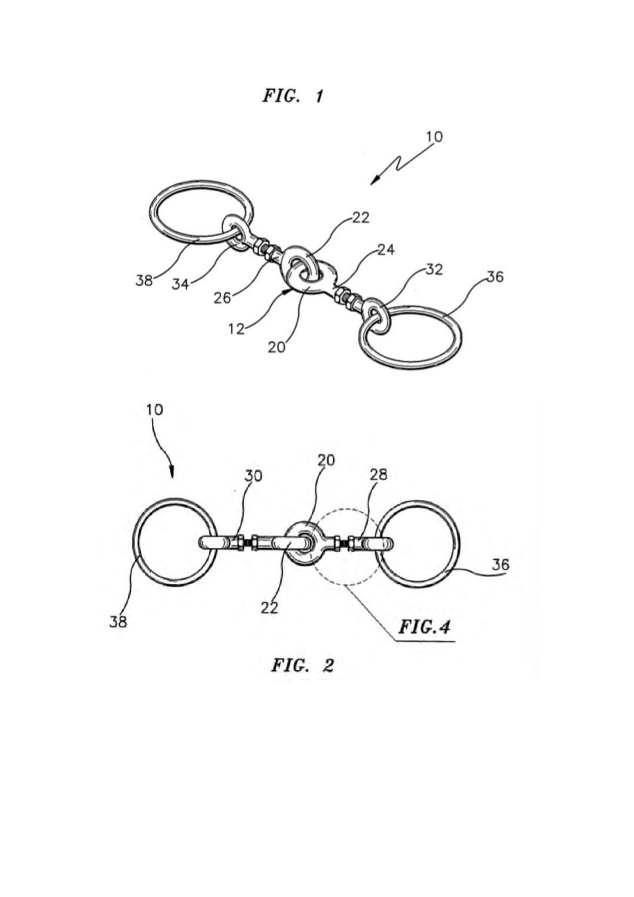FIG. 1

FIG. 2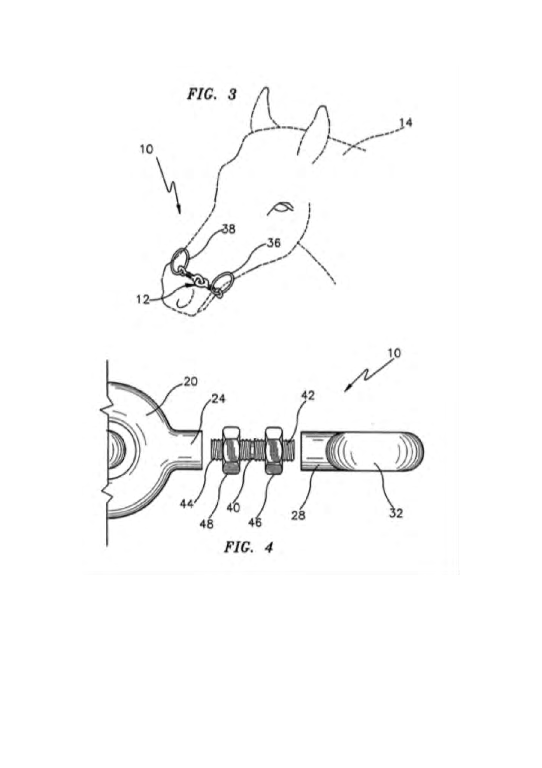FIG. 3

FIG. 4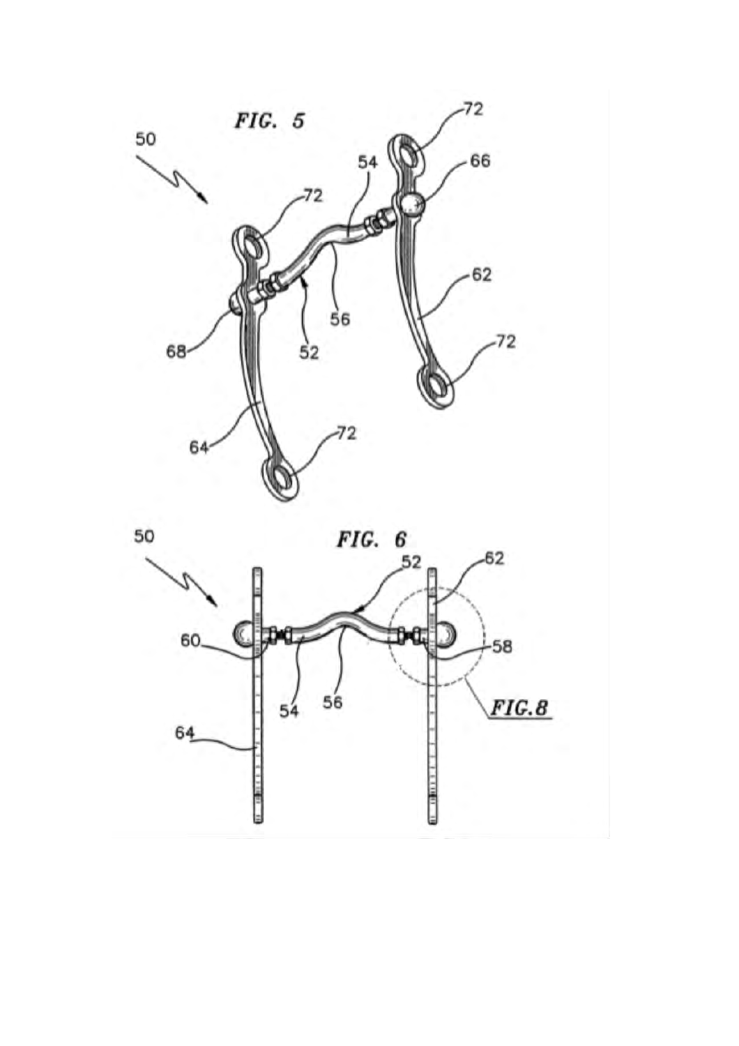FIG. 5

FIG. 6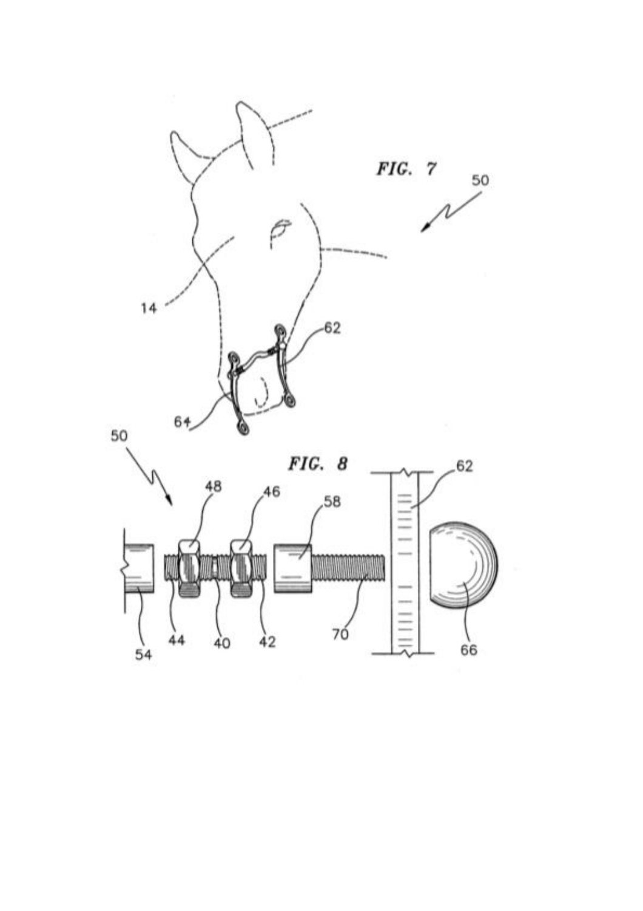*FIG. 7*

*FIG. 8*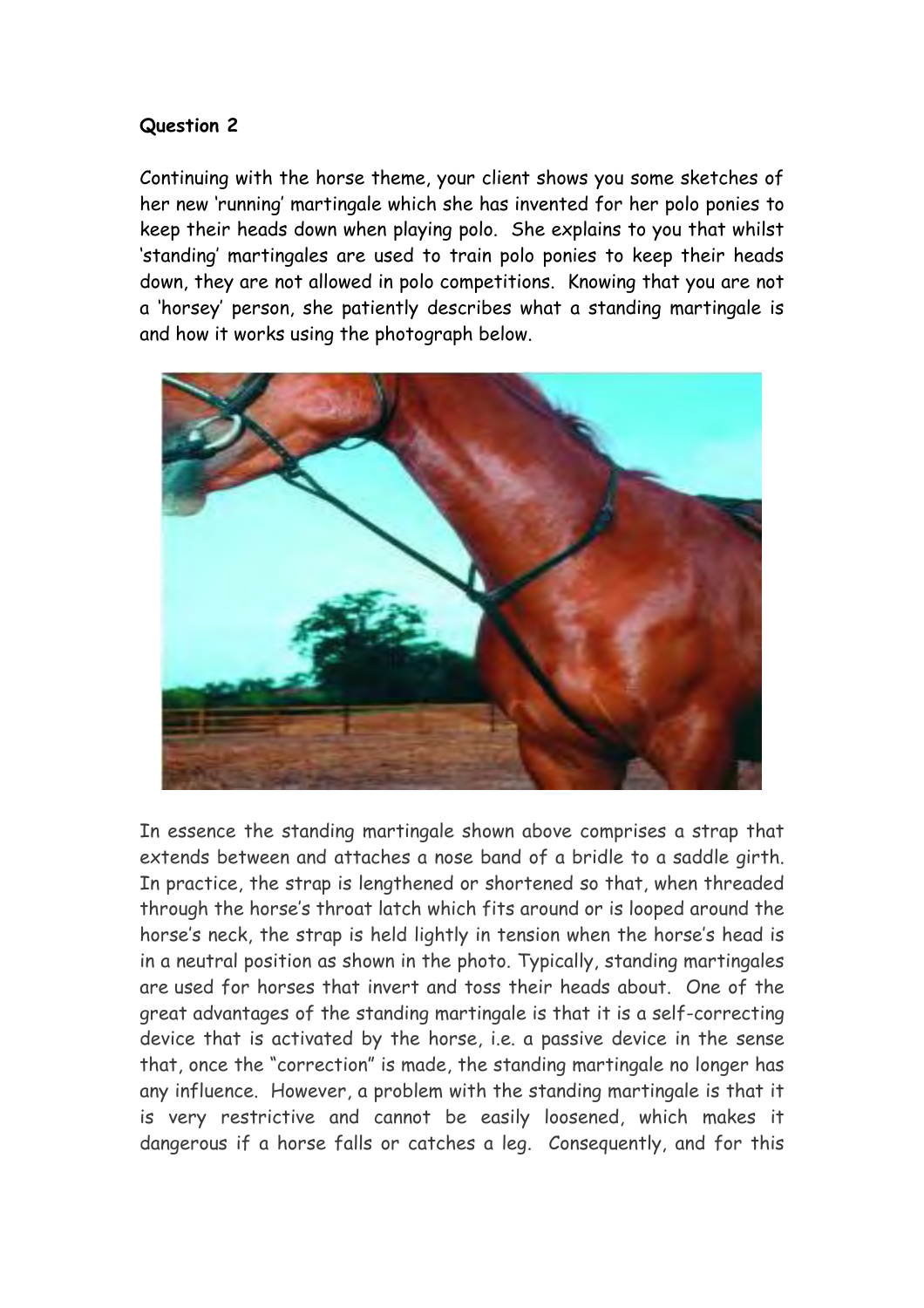**Question 2**

Continuing with the horse theme, your client shows you some sketches of her new 'running' martingale which she has invented for her polo ponies to keep their heads down when playing polo. She explains to you that whilst 'standing' martingales are used to train polo ponies to keep their heads down, they are not allowed in polo competitions. Knowing that you are not a 'horsey' person, she patiently describes what a standing martingale is and how it works using the photograph below.

In essence the standing martingale shown above comprises a strap that extends between and attaches a nose band of a bridle to a saddle girth. In practice, the strap is lengthened or shortened so that, when threaded through the horse's throat latch which fits around or is looped around the horse's neck, the strap is held lightly in tension when the horse's head is in a neutral position as shown in the photo. Typically, standing martingales are used for horses that invert and toss their heads about. One of the great advantages of the standing martingale is that it is a self-correcting device that is activated by the horse, i.e. a passive device in the sense that, once the "correction" is made, the standing martingale no longer has any influence. However, a problem with the standing martingale is that it is very restrictive and cannot be easily loosened, which makes it dangerous if a horse falls or catches a leg. Consequently, and for this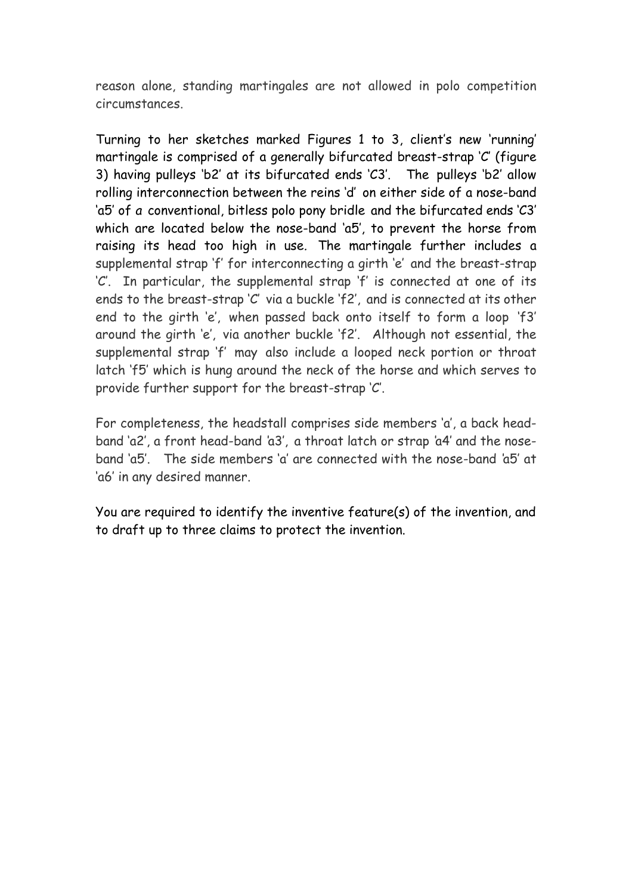reason alone, standing martingales are not allowed in polo competition circumstances.

Turning to her sketches marked Figures 1 to 3, client's new 'running' martingale is comprised of a generally bifurcated breast-strap 'C' (figure 3) having pulleys 'b2' at its bifurcated ends 'C3'. The pulleys 'b2' allow rolling interconnection between the reins 'd' on either side of a nose-band 'a5' of a conventional, bitless polo pony bridle and the bifurcated ends 'C3' which are located below the nose-band 'a5', to prevent the horse from raising its head too high in use. The martingale further includes a supplemental strap 'f' for interconnecting a girth 'e' and the breast-strap 'C'. In particular, the supplemental strap 'f' is connected at one of its ends to the breast-strap 'C' via a buckle 'f2', and is connected at its other end to the girth 'e', when passed back onto itself to form a loop 'f3' around the girth 'e', via another buckle 'f2'. Although not essential, the supplemental strap 'f' may also include a looped neck portion or throat latch 'f5' which is hung around the neck of the horse and which serves to provide further support for the breast-strap 'C'.

For completeness, the headstall comprises side members 'a', a back head-band 'a2', a front head-band 'a3', a throat latch or strap 'a4' and the nose-band 'a5'. The side members 'a' are connected with the nose-band 'a5' at 'a6' in any desired manner.

You are required to identify the inventive feature(s) of the invention, and to draft up to three claims to protect the invention.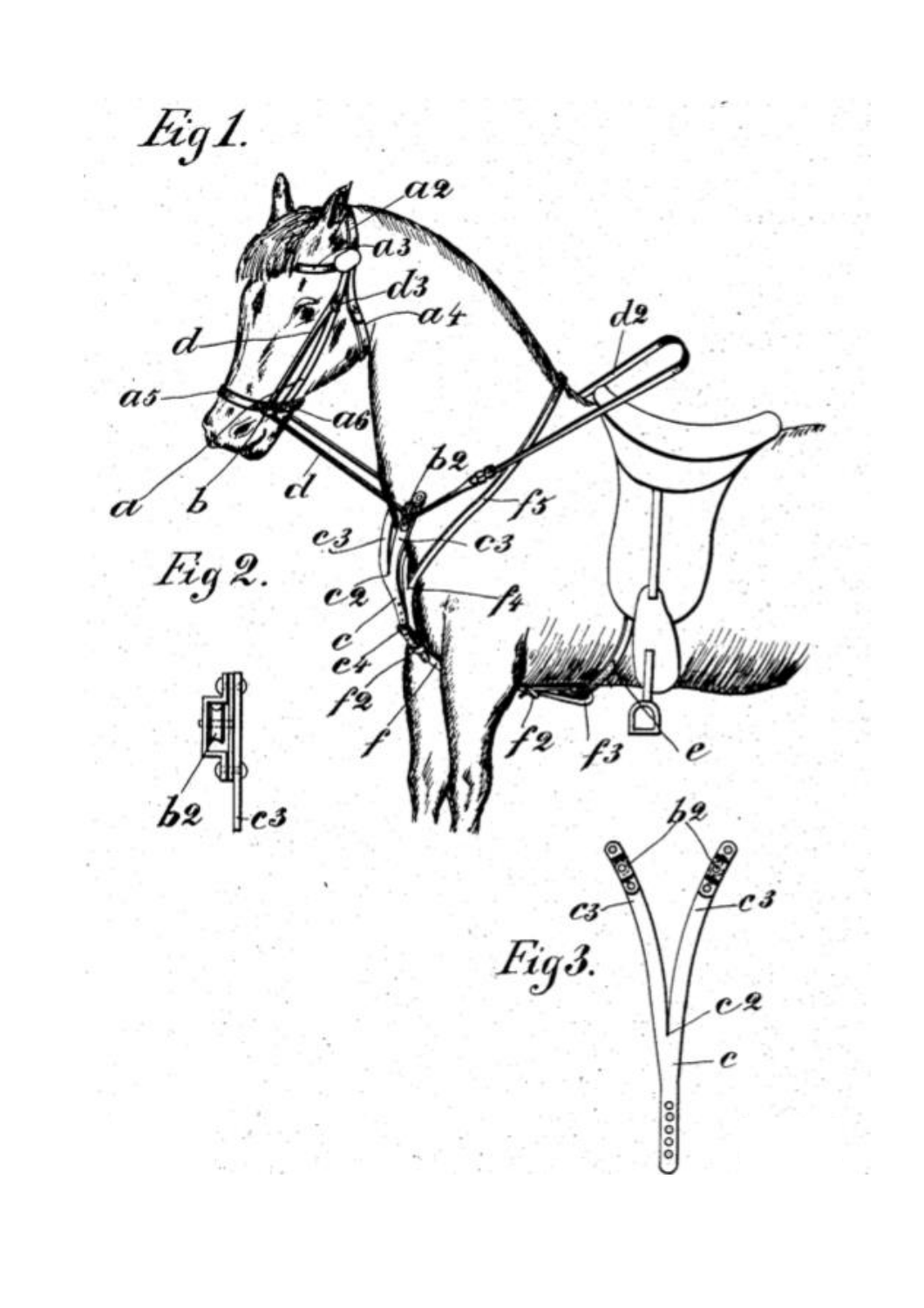Fig 1.

Fig 2.

Fig 3.